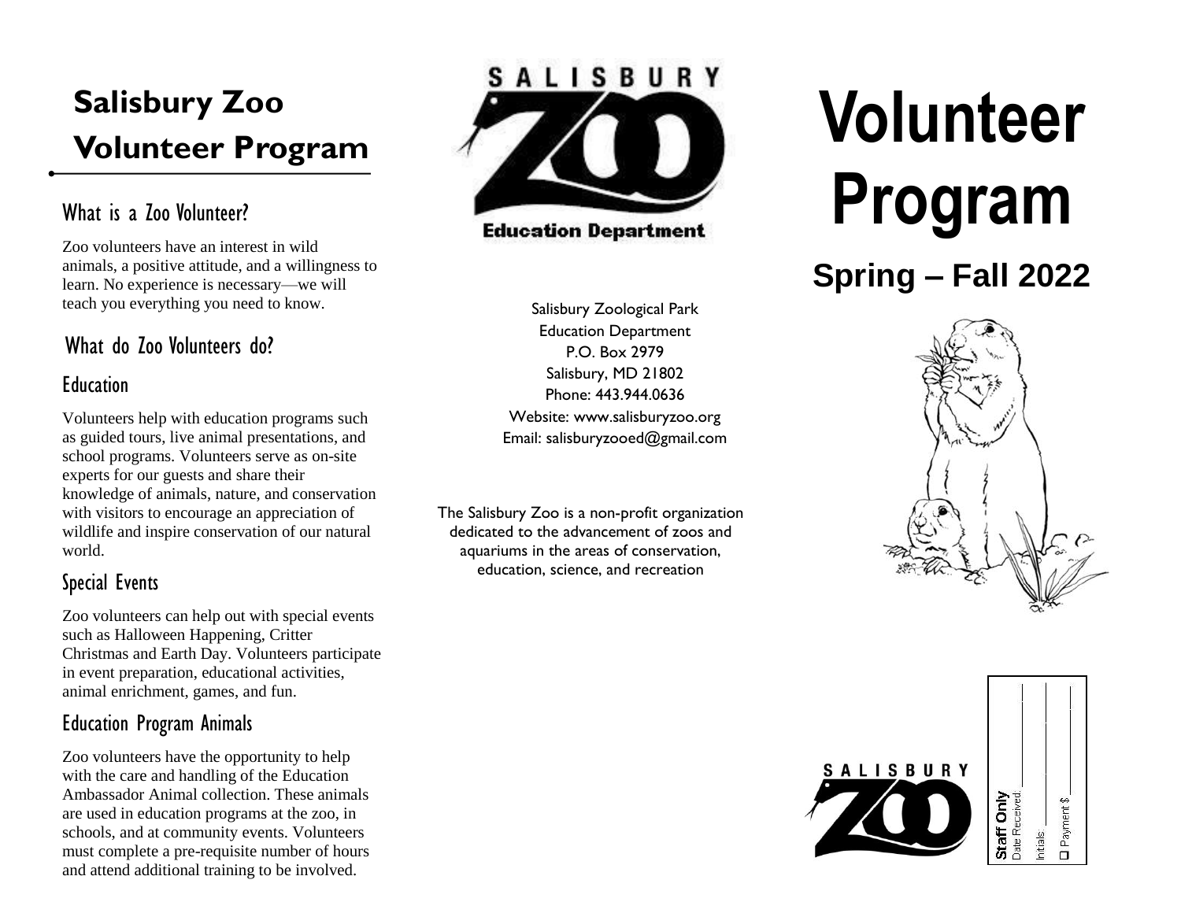# Salisbury Zoo Volunteer Program

## What is a Zoo Volunteer?

Zoo volunteers have an interest in wild animals, a positive attitude, and a willingness to learn. No experience is necessary—we will teach you everything you need to know.

## What do Zoo Volunteers do?

### Education

Volunteers help with education programs such as guided tours, live animal presentations, and school programs. Volunteers serve as on-site experts for our guests and share their knowledge of animals, nature, and conservation with visitors to encourage an appreciation of wildlife and inspire conservation of our natural world.

### Special Events

Zoo volunteers can help out with special events such as Halloween Happening, Critter Christmas and Earth Day. Volunteers participate in event preparation, educational activities, animal enrichment, games, and fun.

### Education Program Animals

Zoo volunteers have the opportunity to help with the care and handling of the Education Ambassador Animal collection. These animals are used in education programs at the zoo, in schools, and at community events. Volunteers must complete a pre-requisite number of hours and attend additional training to be involved.

SALISBURY ZOO

Education Department

Salisbury Zoological Park
Education Department
P.O. Box 2979
Salisbury, MD 21802
Phone: 443.944.0636
Website: www.salisburyzoo.org
Email: salisburyzooed@gmail.com

The Salisbury Zoo is a non-profit organization dedicated to the advancement of zoos and aquariums in the areas of conservation, education, science, and recreation

# Volunteer Program

## Spring – Fall 2022

SALISBURY ZOO

**Staff Only**
Date Received: ____________
Initials: ____________
☐ Payment $ ____________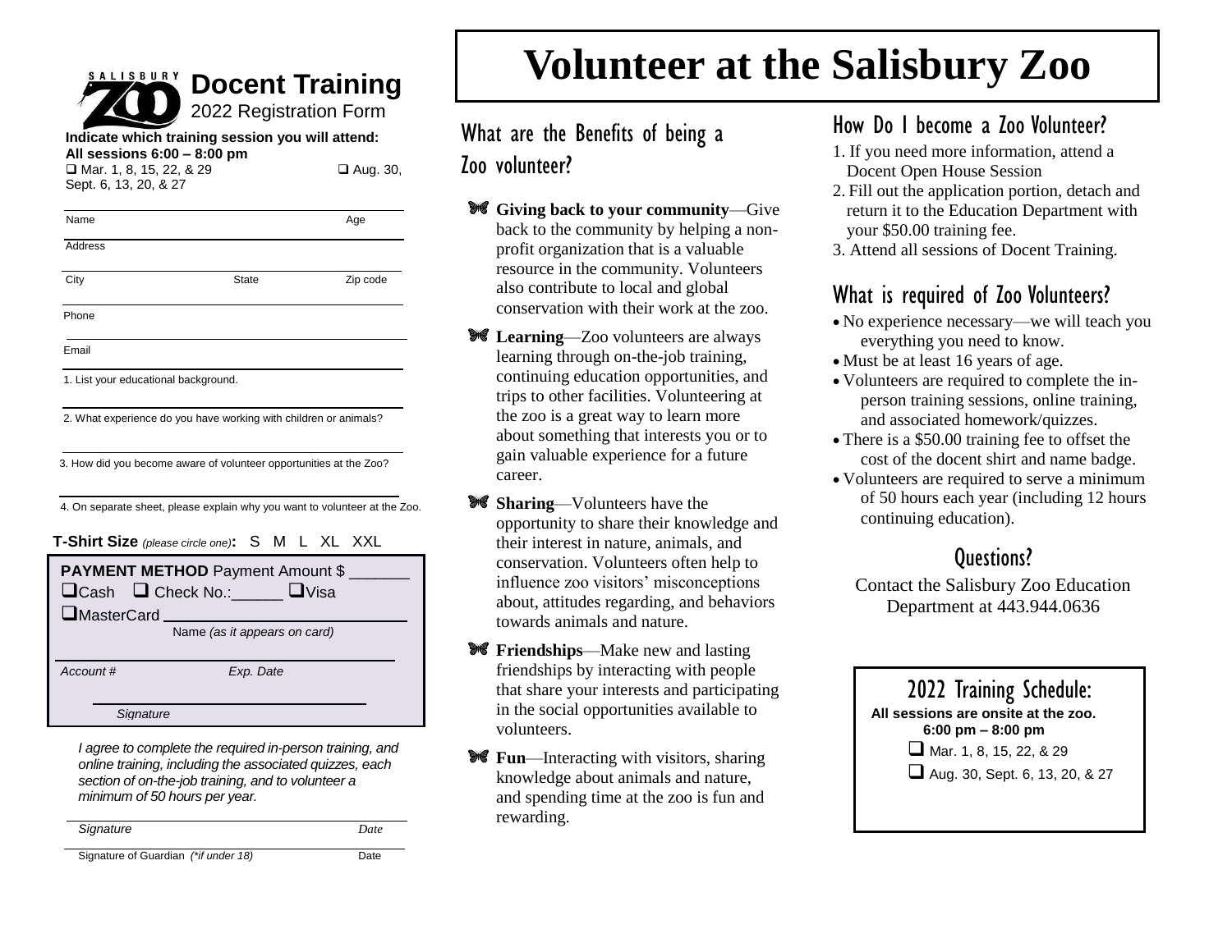## Docent Training

2022 Registration Form

**Indicate which training session you will attend:**
**All sessions 6:00 – 8:00 pm**

❑ Mar. 1, 8, 15, 22, & 29 ❑ Aug. 30, Sept. 6, 13, 20, & 27

Name Age

Address

City State Zip code

Phone

Email

1. List your educational background.

2. What experience do you have working with children or animals?

3. How did you become aware of volunteer opportunities at the Zoo?

4. On separate sheet, please explain why you want to volunteer at the Zoo.

**T-Shirt Size** *(please circle one)*: S M L XL XXL

**PAYMENT METHOD** Payment Amount $ _______

❑Cash ❑ Check No.:______ ❑Visa

❑MasterCard

Name *(as it appears on card)*

*Account #* *Exp. Date*

*Signature*

*I agree to complete the required in-person training, and online training, including the associated quizzes, each section of on-the-job training, and to volunteer a minimum of 50 hours per year.*

*Signature* *Date*

Signature of Guardian *(\*if under 18)* Date

# Volunteer at the Salisbury Zoo

## What are the Benefits of being a Zoo volunteer?

- **Giving back to your community**—Give back to the community by helping a non-profit organization that is a valuable resource in the community. Volunteers also contribute to local and global conservation with their work at the zoo.
- **Learning**—Zoo volunteers are always learning through on-the-job training, continuing education opportunities, and trips to other facilities. Volunteering at the zoo is a great way to learn more about something that interests you or to gain valuable experience for a future career.
- **Sharing**—Volunteers have the opportunity to share their knowledge and their interest in nature, animals, and conservation. Volunteers often help to influence zoo visitors' misconceptions about, attitudes regarding, and behaviors towards animals and nature.
- **Friendships**—Make new and lasting friendships by interacting with people that share your interests and participating in the social opportunities available to volunteers.
- **Fun**—Interacting with visitors, sharing knowledge about animals and nature, and spending time at the zoo is fun and rewarding.

## How Do I become a Zoo Volunteer?

1. If you need more information, attend a Docent Open House Session
2. Fill out the application portion, detach and return it to the Education Department with your $50.00 training fee.
3. Attend all sessions of Docent Training.

## What is required of Zoo Volunteers?

- No experience necessary—we will teach you everything you need to know.
- Must be at least 16 years of age.
- Volunteers are required to complete the in-person training sessions, online training, and associated homework/quizzes.
- There is a $50.00 training fee to offset the cost of the docent shirt and name badge.
- Volunteers are required to serve a minimum of 50 hours each year (including 12 hours continuing education).

## Questions?

Contact the Salisbury Zoo Education Department at 443.944.0636

## 2022 Training Schedule:

**All sessions are onsite at the zoo.**
**6:00 pm – 8:00 pm**

❑ Mar. 1, 8, 15, 22, & 29

❑ Aug. 30, Sept. 6, 13, 20, & 27